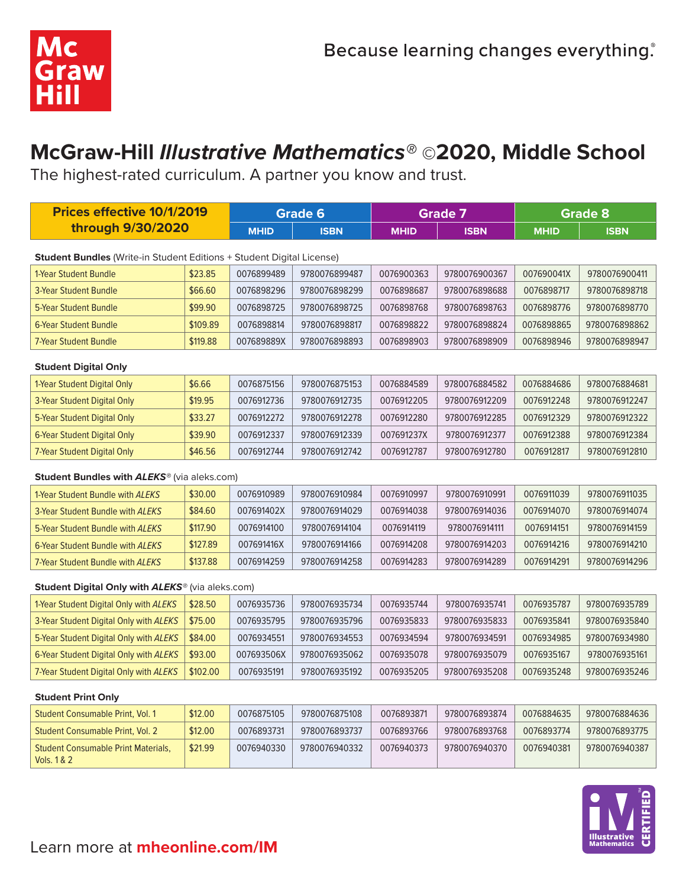Because learning changes everything.®

# McGraw-Hill *Illustrative Mathematics*® ©2020, Middle School

The highest-rated curriculum. A partner you know and trust.

| Prices effective 10/1/2019 through 9/30/2020 | | Grade 6 | | Grade 7 | | Grade 8 | |
|---|---|---|---|---|---|---|---|
| | | MHID | ISBN | MHID | ISBN | MHID | ISBN |
| **Student Bundles** (Write-in Student Editions + Student Digital License) | | | | | | | |
| 1-Year Student Bundle | $23.85 | 0076899489 | 9780076899487 | 0076900363 | 9780076900367 | 007690041X | 9780076900411 |
| 3-Year Student Bundle | $66.60 | 0076898296 | 9780076898299 | 0076898687 | 9780076898688 | 0076898717 | 9780076898718 |
| 5-Year Student Bundle | $99.90 | 0076898725 | 9780076898725 | 0076898768 | 9780076898763 | 0076898776 | 9780076898770 |
| 6-Year Student Bundle | $109.89 | 0076898814 | 9780076898817 | 0076898822 | 9780076898824 | 0076898865 | 9780076898862 |
| 7-Year Student Bundle | $119.88 | 007689889X | 9780076898893 | 0076898903 | 9780076898909 | 0076898946 | 9780076898947 |
| **Student Digital Only** | | | | | | | |
| 1-Year Student Digital Only | $6.66 | 0076875156 | 9780076875153 | 0076884589 | 9780076884582 | 0076884686 | 9780076884681 |
| 3-Year Student Digital Only | $19.95 | 0076912736 | 9780076912735 | 0076912205 | 9780076912209 | 0076912248 | 9780076912247 |
| 5-Year Student Digital Only | $33.27 | 0076912272 | 9780076912278 | 0076912280 | 9780076912285 | 0076912329 | 9780076912322 |
| 6-Year Student Digital Only | $39.90 | 0076912337 | 9780076912339 | 007691237X | 9780076912377 | 0076912388 | 9780076912384 |
| 7-Year Student Digital Only | $46.56 | 0076912744 | 9780076912742 | 0076912787 | 9780076912780 | 0076912817 | 9780076912810 |
| **Student Bundles with *ALEKS*®** (via aleks.com) | | | | | | | |
| 1-Year Student Bundle with *ALEKS* | $30.00 | 0076910989 | 9780076910984 | 0076910997 | 9780076910991 | 0076911039 | 9780076911035 |
| 3-Year Student Bundle with *ALEKS* | $84.60 | 007691402X | 9780076914029 | 0076914038 | 9780076914036 | 0076914070 | 9780076914074 |
| 5-Year Student Bundle with *ALEKS* | $117.90 | 0076914100 | 9780076914104 | 0076914119 | 9780076914111 | 0076914151 | 9780076914159 |
| 6-Year Student Bundle with *ALEKS* | $127.89 | 007691416X | 9780076914166 | 0076914208 | 9780076914203 | 0076914216 | 9780076914210 |
| 7-Year Student Bundle with *ALEKS* | $137.88 | 0076914259 | 9780076914258 | 0076914283 | 9780076914289 | 0076914291 | 9780076914296 |
| **Student Digital Only with *ALEKS*®** (via aleks.com) | | | | | | | |
| 1-Year Student Digital Only with *ALEKS* | $28.50 | 0076935736 | 9780076935734 | 0076935744 | 9780076935741 | 0076935787 | 9780076935789 |
| 3-Year Student Digital Only with *ALEKS* | $75.00 | 0076935795 | 9780076935796 | 0076935833 | 9780076935833 | 0076935841 | 9780076935840 |
| 5-Year Student Digital Only with *ALEKS* | $84.00 | 0076934551 | 9780076934553 | 0076934594 | 9780076934591 | 0076934985 | 9780076934980 |
| 6-Year Student Digital Only with *ALEKS* | $93.00 | 007693506X | 9780076935062 | 0076935078 | 9780076935079 | 0076935167 | 9780076935161 |
| 7-Year Student Digital Only with *ALEKS* | $102.00 | 0076935191 | 9780076935192 | 0076935205 | 9780076935208 | 0076935248 | 9780076935246 |
| **Student Print Only** | | | | | | | |
| Student Consumable Print, Vol. 1 | $12.00 | 0076875105 | 9780076875108 | 0076893871 | 9780076893874 | 0076884635 | 9780076884636 |
| Student Consumable Print, Vol. 2 | $12.00 | 0076893731 | 9780076893737 | 0076893766 | 9780076893768 | 0076893774 | 9780076893775 |
| Student Consumable Print Materials, Vols. 1 & 2 | $21.99 | 0076940330 | 9780076940332 | 0076940373 | 9780076940370 | 0076940381 | 9780076940387 |

Learn more at **mheonline.com/IM**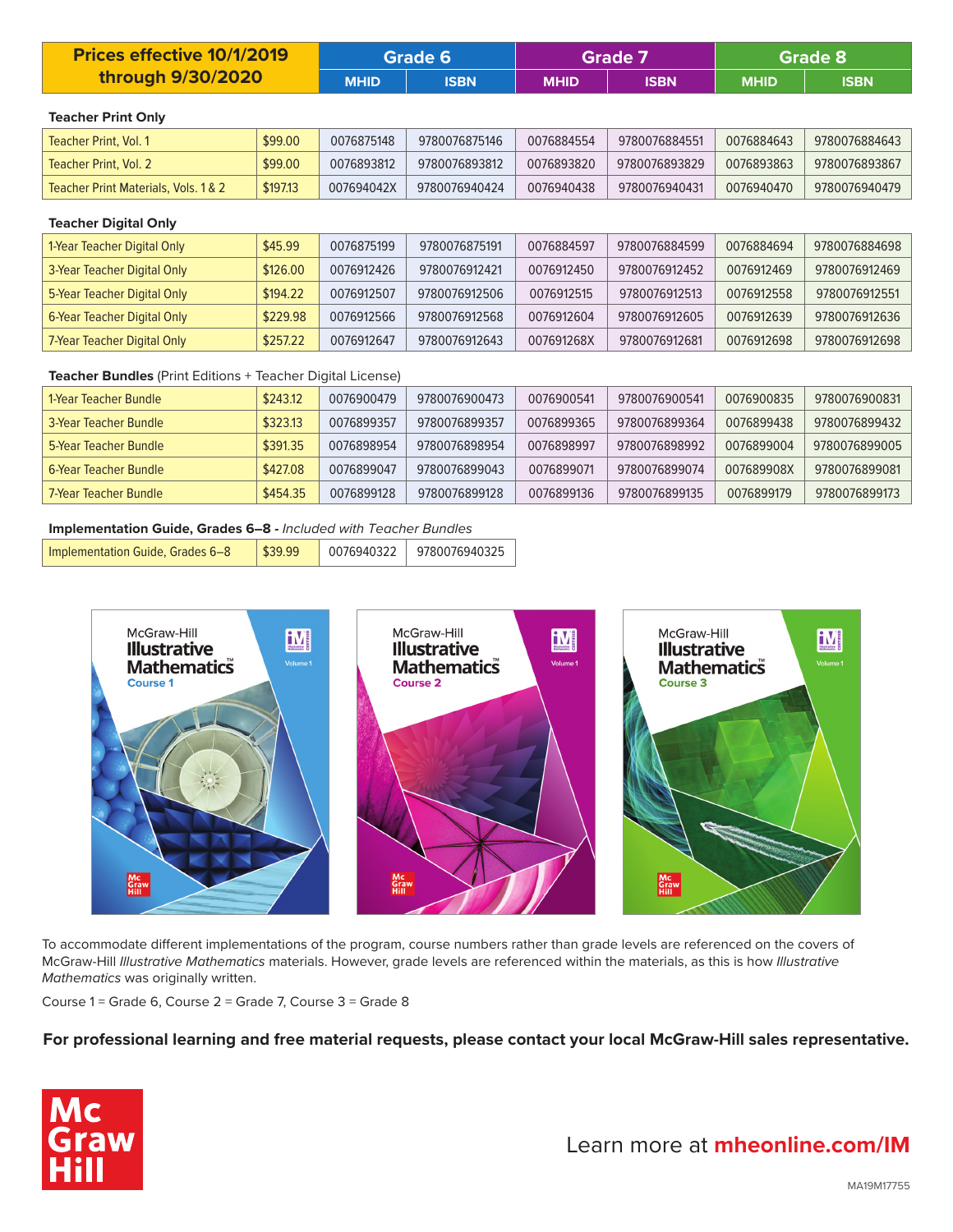| Prices effective 10/1/2019 through 9/30/2020 | | Grade 6 | | Grade 7 | | Grade 8 | |
|---|---|---|---|---|---|---|---|
| | | MHID | ISBN | MHID | ISBN | MHID | ISBN |
| **Teacher Print Only** | | | | | | | |
| Teacher Print, Vol. 1 | $99.00 | 0076875148 | 9780076875146 | 0076884554 | 9780076884551 | 0076884643 | 9780076884643 |
| Teacher Print, Vol. 2 | $99.00 | 0076893812 | 9780076893812 | 0076893820 | 9780076893829 | 0076893863 | 9780076893867 |
| Teacher Print Materials, Vols. 1 & 2 | $197.13 | 007694042X | 9780076940424 | 0076940438 | 9780076940431 | 0076940470 | 9780076940479 |
| **Teacher Digital Only** | | | | | | | |
| 1-Year Teacher Digital Only | $45.99 | 0076875199 | 9780076875191 | 0076884597 | 9780076884599 | 0076884694 | 9780076884698 |
| 3-Year Teacher Digital Only | $126.00 | 0076912426 | 9780076912421 | 0076912450 | 9780076912452 | 0076912469 | 9780076912469 |
| 5-Year Teacher Digital Only | $194.22 | 0076912507 | 9780076912506 | 0076912515 | 9780076912513 | 0076912558 | 9780076912551 |
| 6-Year Teacher Digital Only | $229.98 | 0076912566 | 9780076912568 | 0076912604 | 9780076912605 | 0076912639 | 9780076912636 |
| 7-Year Teacher Digital Only | $257.22 | 0076912647 | 9780076912643 | 007691268X | 9780076912681 | 0076912698 | 9780076912698 |
| **Teacher Bundles** (Print Editions + Teacher Digital License) | | | | | | | |
| 1-Year Teacher Bundle | $243.12 | 0076900479 | 9780076900473 | 0076900541 | 9780076900541 | 0076900835 | 9780076900831 |
| 3-Year Teacher Bundle | $323.13 | 0076899357 | 9780076899357 | 0076899365 | 9780076899364 | 0076899438 | 9780076899432 |
| 5-Year Teacher Bundle | $391.35 | 0076898954 | 9780076898954 | 0076898997 | 9780076898992 | 0076899004 | 9780076899005 |
| 6-Year Teacher Bundle | $427.08 | 0076899047 | 9780076899043 | 0076899071 | 9780076899074 | 007689908X | 9780076899081 |
| 7-Year Teacher Bundle | $454.35 | 0076899128 | 9780076899128 | 0076899136 | 9780076899135 | 0076899179 | 9780076899173 |
| **Implementation Guide, Grades 6–8** - *Included with Teacher Bundles* | | | | | | | |
| Implementation Guide, Grades 6–8 | $39.99 | 0076940322 | 9780076940325 | | | | |

To accommodate different implementations of the program, course numbers rather than grade levels are referenced on the covers of McGraw-Hill *Illustrative Mathematics* materials. However, grade levels are referenced within the materials, as this is how *Illustrative Mathematics* was originally written.

Course 1 = Grade 6, Course 2 = Grade 7, Course 3 = Grade 8

**For professional learning and free material requests, please contact your local McGraw-Hill sales representative.**

Learn more at **mheonline.com/IM**

MA19M17755